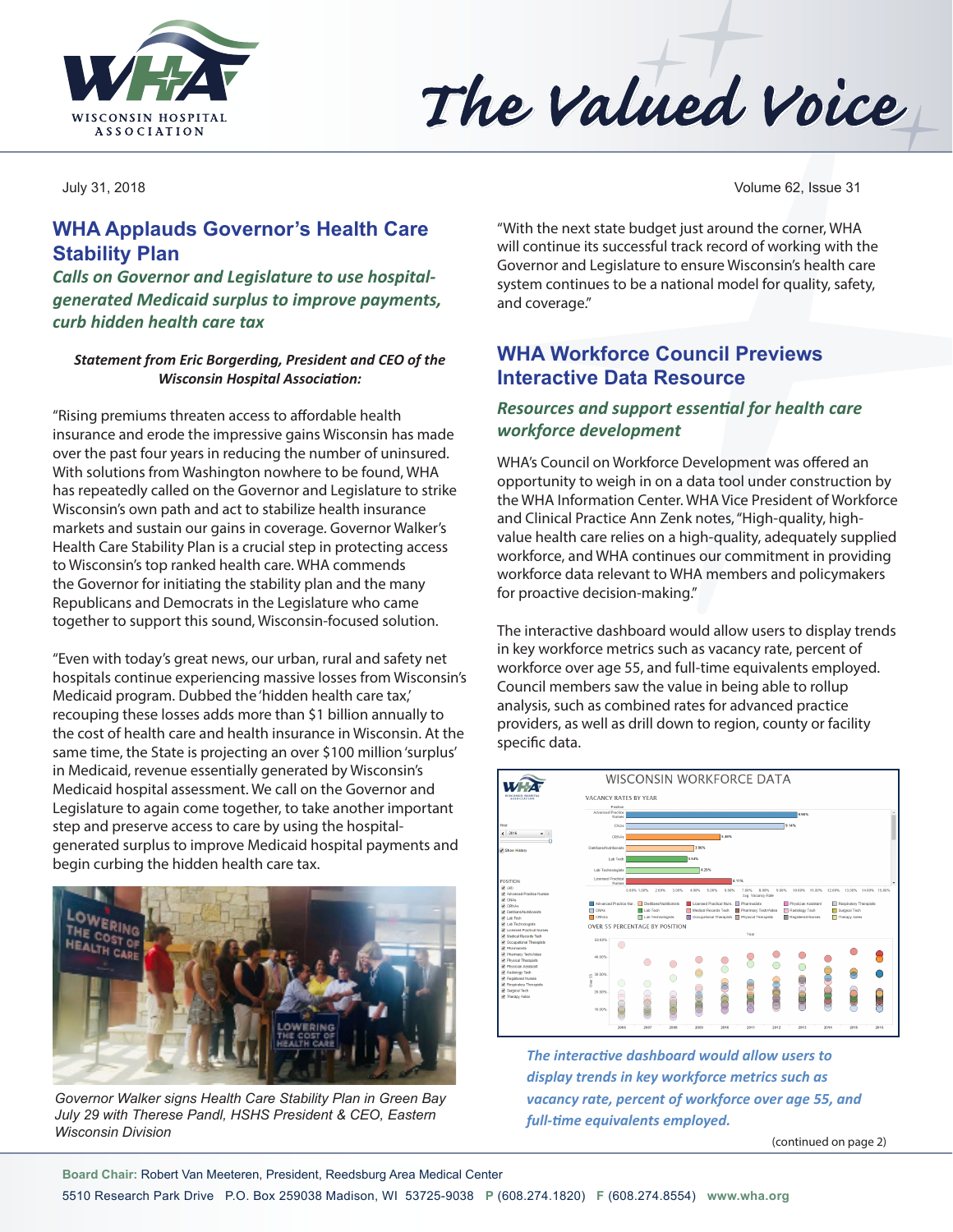# The Valued Voice

July 31, 2018 — Volume 62, Issue 31

## WHA Applauds Governor's Health Care Stability Plan

### *Calls on Governor and Legislature to use hospital-generated Medicaid surplus to improve payments, curb hidden health care tax*

***Statement from Eric Borgerding, President and CEO of the Wisconsin Hospital Association:***

"Rising premiums threaten access to affordable health insurance and erode the impressive gains Wisconsin has made over the past four years in reducing the number of uninsured. With solutions from Washington nowhere to be found, WHA has repeatedly called on the Governor and Legislature to strike Wisconsin's own path and act to stabilize health insurance markets and sustain our gains in coverage. Governor Walker's Health Care Stability Plan is a crucial step in protecting access to Wisconsin's top ranked health care. WHA commends the Governor for initiating the stability plan and the many Republicans and Democrats in the Legislature who came together to support this sound, Wisconsin-focused solution.

"Even with today's great news, our urban, rural and safety net hospitals continue experiencing massive losses from Wisconsin's Medicaid program. Dubbed the 'hidden health care tax,' recouping these losses adds more than $1 billion annually to the cost of health care and health insurance in Wisconsin. At the same time, the State is projecting an over $100 million 'surplus' in Medicaid, revenue essentially generated by Wisconsin's Medicaid hospital assessment. We call on the Governor and Legislature to again come together, to take another important step and preserve access to care by using the hospital-generated surplus to improve Medicaid hospital payments and begin curbing the hidden health care tax.

*Governor Walker signs Health Care Stability Plan in Green Bay July 29 with Therese Pandl, HSHS President & CEO, Eastern Wisconsin Division*

"With the next state budget just around the corner, WHA will continue its successful track record of working with the Governor and Legislature to ensure Wisconsin's health care system continues to be a national model for quality, safety, and coverage."

## WHA Workforce Council Previews Interactive Data Resource

### *Resources and support essential for health care workforce development*

WHA's Council on Workforce Development was offered an opportunity to weigh in on a data tool under construction by the WHA Information Center. WHA Vice President of Workforce and Clinical Practice Ann Zenk notes, "High-quality, high-value health care relies on a high-quality, adequately supplied workforce, and WHA continues our commitment in providing workforce data relevant to WHA members and policymakers for proactive decision-making."

The interactive dashboard would allow users to display trends in key workforce metrics such as vacancy rate, percent of workforce over age 55, and full-time equivalents employed. Council members saw the value in being able to rollup analysis, such as combined rates for advanced practice providers, as well as drill down to region, county or facility specific data.

*The interactive dashboard would allow users to display trends in key workforce metrics such as vacancy rate, percent of workforce over age 55, and full-time equivalents employed.*

(continued on page 2)

**Board Chair:** Robert Van Meeteren, President, Reedsburg Area Medical Center

5510 Research Park Drive P.O. Box 259038 Madison, WI 53725-9038 **P** (608.274.1820) **F** (608.274.8554) **www.wha.org**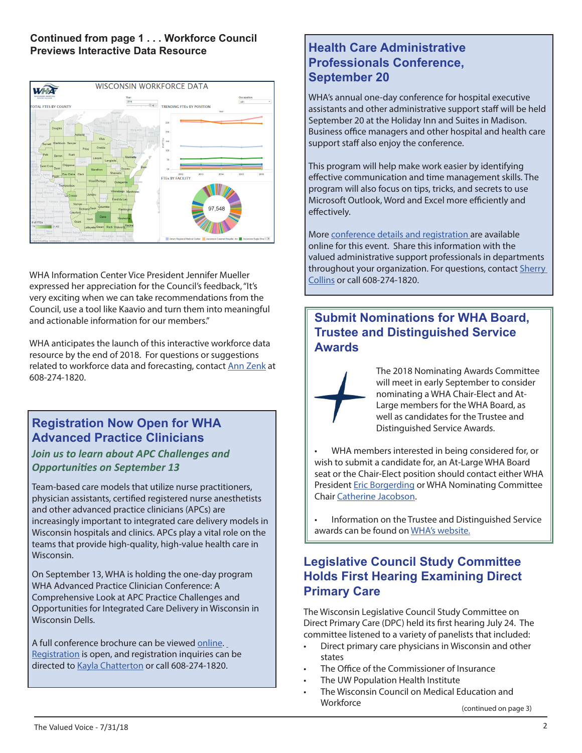**Continued from page 1 . . . Workforce Council Previews Interactive Data Resource**

WHA Information Center Vice President Jennifer Mueller expressed her appreciation for the Council's feedback, "It's very exciting when we can take recommendations from the Council, use a tool like Kaavio and turn them into meaningful and actionable information for our members."

WHA anticipates the launch of this interactive workforce data resource by the end of 2018. For questions or suggestions related to workforce data and forecasting, contact Ann Zenk at 608-274-1820.

## Registration Now Open for WHA Advanced Practice Clinicians

### *Join us to learn about APC Challenges and Opportunities on September 13*

Team-based care models that utilize nurse practitioners, physician assistants, certified registered nurse anesthetists and other advanced practice clinicians (APCs) are increasingly important to integrated care delivery models in Wisconsin hospitals and clinics. APCs play a vital role on the teams that provide high-quality, high-value health care in Wisconsin.

On September 13, WHA is holding the one-day program WHA Advanced Practice Clinician Conference: A Comprehensive Look at APC Practice Challenges and Opportunities for Integrated Care Delivery in Wisconsin in Wisconsin Dells.

A full conference brochure can be viewed online. Registration is open, and registration inquiries can be directed to Kayla Chatterton or call 608-274-1820.

## Health Care Administrative Professionals Conference, September 20

WHA's annual one-day conference for hospital executive assistants and other administrative support staff will be held September 20 at the Holiday Inn and Suites in Madison. Business office managers and other hospital and health care support staff also enjoy the conference.

This program will help make work easier by identifying effective communication and time management skills. The program will also focus on tips, tricks, and secrets to use Microsoft Outlook, Word and Excel more efficiently and effectively.

More conference details and registration are available online for this event. Share this information with the valued administrative support professionals in departments throughout your organization. For questions, contact Sherry Collins or call 608-274-1820.

## Submit Nominations for WHA Board, Trustee and Distinguished Service Awards

The 2018 Nominating Awards Committee will meet in early September to consider nominating a WHA Chair-Elect and At-Large members for the WHA Board, as well as candidates for the Trustee and Distinguished Service Awards.

- WHA members interested in being considered for, or wish to submit a candidate for, an At-Large WHA Board seat or the Chair-Elect position should contact either WHA President Eric Borgerding or WHA Nominating Committee Chair Catherine Jacobson.
- Information on the Trustee and Distinguished Service awards can be found on WHA's website.

## Legislative Council Study Committee Holds First Hearing Examining Direct Primary Care

The Wisconsin Legislative Council Study Committee on Direct Primary Care (DPC) held its first hearing July 24. The committee listened to a variety of panelists that included:

- Direct primary care physicians in Wisconsin and other states
- The Office of the Commissioner of Insurance
- The UW Population Health Institute
- The Wisconsin Council on Medical Education and Workforce

(continued on page 3)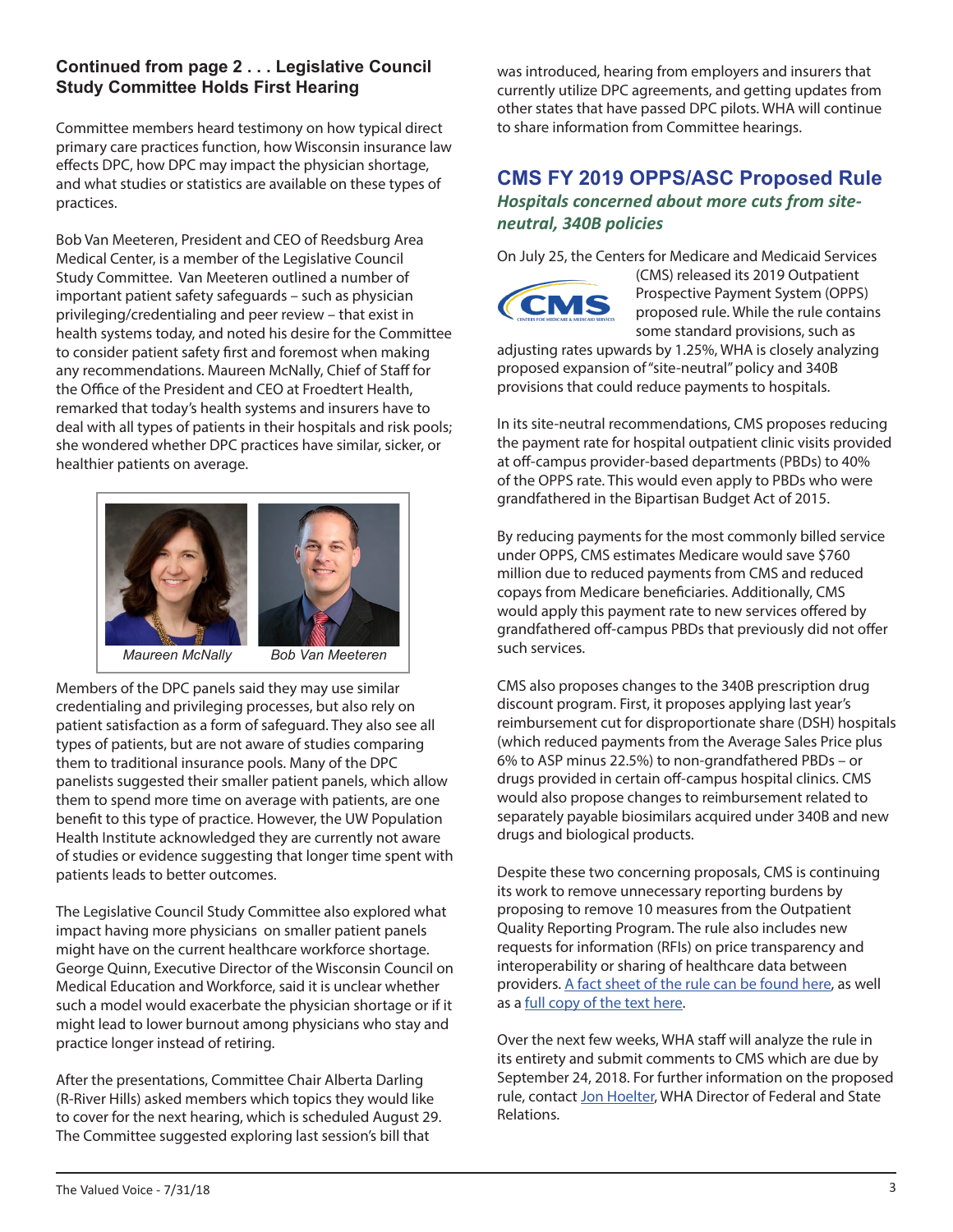### Continued from page 2 . . . Legislative Council Study Committee Holds First Hearing

Committee members heard testimony on how typical direct primary care practices function, how Wisconsin insurance law effects DPC, how DPC may impact the physician shortage, and what studies or statistics are available on these types of practices.

Bob Van Meeteren, President and CEO of Reedsburg Area Medical Center, is a member of the Legislative Council Study Committee. Van Meeteren outlined a number of important patient safety safeguards – such as physician privileging/credentialing and peer review – that exist in health systems today, and noted his desire for the Committee to consider patient safety first and foremost when making any recommendations. Maureen McNally, Chief of Staff for the Office of the President and CEO at Froedtert Health, remarked that today's health systems and insurers have to deal with all types of patients in their hospitals and risk pools; she wondered whether DPC practices have similar, sicker, or healthier patients on average.

*Maureen McNally* *Bob Van Meeteren*

Members of the DPC panels said they may use similar credentialing and privileging processes, but also rely on patient satisfaction as a form of safeguard. They also see all types of patients, but are not aware of studies comparing them to traditional insurance pools. Many of the DPC panelists suggested their smaller patient panels, which allow them to spend more time on average with patients, are one benefit to this type of practice. However, the UW Population Health Institute acknowledged they are currently not aware of studies or evidence suggesting that longer time spent with patients leads to better outcomes.

The Legislative Council Study Committee also explored what impact having more physicians on smaller patient panels might have on the current healthcare workforce shortage. George Quinn, Executive Director of the Wisconsin Council on Medical Education and Workforce, said it is unclear whether such a model would exacerbate the physician shortage or if it might lead to lower burnout among physicians who stay and practice longer instead of retiring.

After the presentations, Committee Chair Alberta Darling (R-River Hills) asked members which topics they would like to cover for the next hearing, which is scheduled August 29. The Committee suggested exploring last session's bill that was introduced, hearing from employers and insurers that currently utilize DPC agreements, and getting updates from other states that have passed DPC pilots. WHA will continue to share information from Committee hearings.

## CMS FY 2019 OPPS/ASC Proposed Rule

***Hospitals concerned about more cuts from site-neutral, 340B policies***

On July 25, the Centers for Medicare and Medicaid Services (CMS) released its 2019 Outpatient Prospective Payment System (OPPS) proposed rule. While the rule contains some standard provisions, such as adjusting rates upwards by 1.25%, WHA is closely analyzing proposed expansion of "site-neutral" policy and 340B provisions that could reduce payments to hospitals.

In its site-neutral recommendations, CMS proposes reducing the payment rate for hospital outpatient clinic visits provided at off-campus provider-based departments (PBDs) to 40% of the OPPS rate. This would even apply to PBDs who were grandfathered in the Bipartisan Budget Act of 2015.

By reducing payments for the most commonly billed service under OPPS, CMS estimates Medicare would save $760 million due to reduced payments from CMS and reduced copays from Medicare beneficiaries. Additionally, CMS would apply this payment rate to new services offered by grandfathered off-campus PBDs that previously did not offer such services.

CMS also proposes changes to the 340B prescription drug discount program. First, it proposes applying last year's reimbursement cut for disproportionate share (DSH) hospitals (which reduced payments from the Average Sales Price plus 6% to ASP minus 22.5%) to non-grandfathered PBDs – or drugs provided in certain off-campus hospital clinics. CMS would also propose changes to reimbursement related to separately payable biosimilars acquired under 340B and new drugs and biological products.

Despite these two concerning proposals, CMS is continuing its work to remove unnecessary reporting burdens by proposing to remove 10 measures from the Outpatient Quality Reporting Program. The rule also includes new requests for information (RFIs) on price transparency and interoperability or sharing of healthcare data between providers. A fact sheet of the rule can be found here, as well as a full copy of the text here.

Over the next few weeks, WHA staff will analyze the rule in its entirety and submit comments to CMS which are due by September 24, 2018. For further information on the proposed rule, contact Jon Hoelter, WHA Director of Federal and State Relations.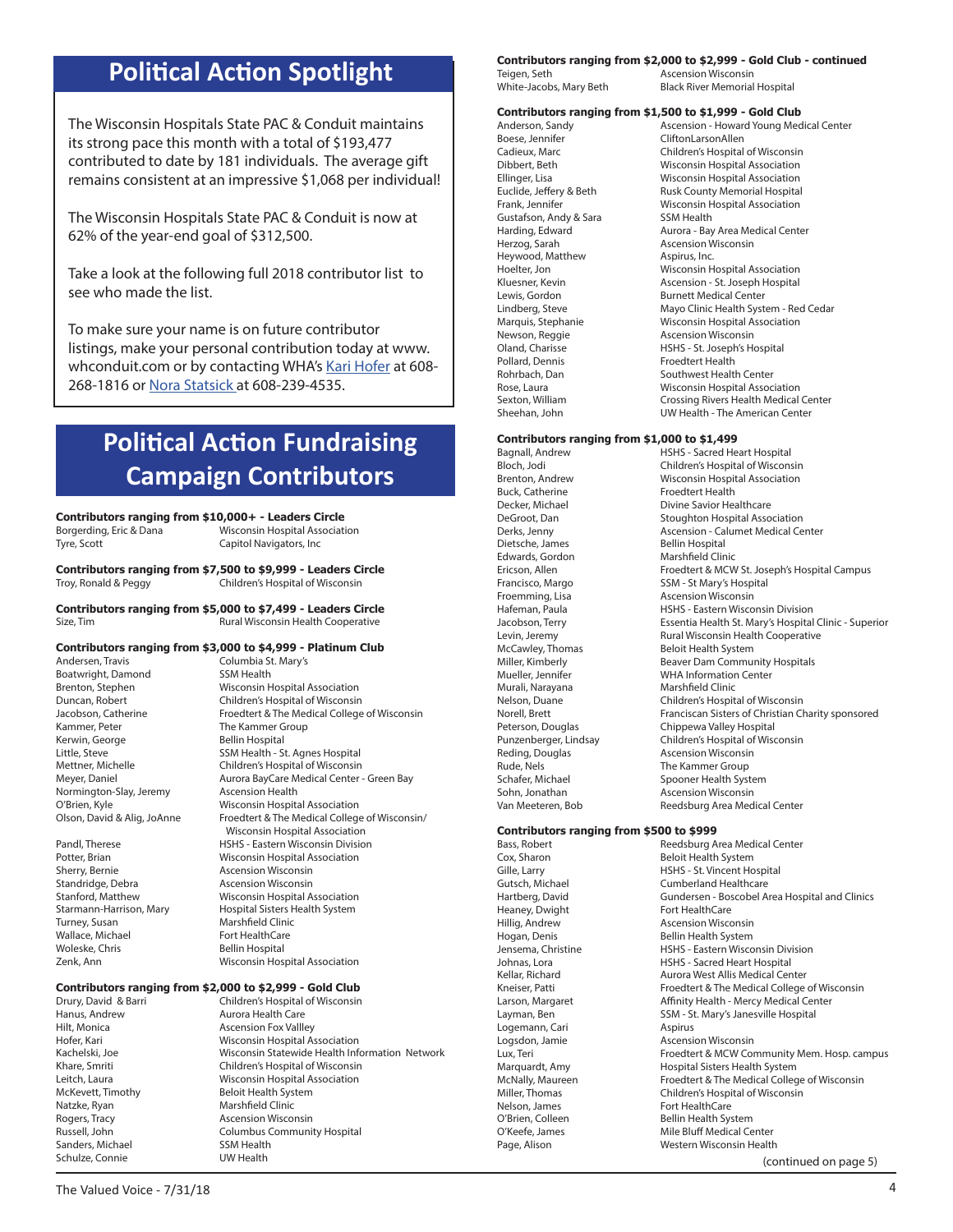## Political Action Spotlight

The Wisconsin Hospitals State PAC & Conduit maintains its strong pace this month with a total of $193,477 contributed to date by 181 individuals. The average gift remains consistent at an impressive $1,068 per individual!

The Wisconsin Hospitals State PAC & Conduit is now at 62% of the year-end goal of $312,500.

Take a look at the following full 2018 contributor list to see who made the list.

To make sure your name is on future contributor listings, make your personal contribution today at www.whconduit.com or by contacting WHA's Kari Hofer at 608-268-1816 or Nora Statsick at 608-239-4535.

## Political Action Fundraising Campaign Contributors

**Contributors ranging from $10,000+ - Leaders Circle**

| | |
|---|---|
| Borgerding, Eric & Dana | Wisconsin Hospital Association |
| Tyre, Scott | Capitol Navigators, Inc |

**Contributors ranging from $7,500 to $9,999 - Leaders Circle**

| | |
|---|---|
| Troy, Ronald & Peggy | Children's Hospital of Wisconsin |

**Contributors ranging from $5,000 to $7,499 - Leaders Circle**

| | |
|---|---|
| Size, Tim | Rural Wisconsin Health Cooperative |

**Contributors ranging from $3,000 to $4,999 - Platinum Club**

| | |
|---|---|
| Andersen, Travis | Columbia St. Mary's |
| Boatwright, Damond | SSM Health |
| Brenton, Stephen | Wisconsin Hospital Association |
| Duncan, Robert | Children's Hospital of Wisconsin |
| Jacobson, Catherine | Froedtert & The Medical College of Wisconsin |
| Kammer, Peter | The Kammer Group |
| Kerwin, George | Bellin Hospital |
| Little, Steve | SSM Health - St. Agnes Hospital |
| Mettner, Michelle | Children's Hospital of Wisconsin |
| Meyer, Daniel | Aurora BayCare Medical Center - Green Bay |
| Normington-Slay, Jeremy | Ascension Health |
| O'Brien, Kyle | Wisconsin Hospital Association |
| Olson, David & Alig, JoAnne | Froedtert & The Medical College of Wisconsin/ Wisconsin Hospital Association |
| Pandl, Therese | HSHS - Eastern Wisconsin Division |
| Potter, Brian | Wisconsin Hospital Association |
| Sherry, Bernie | Ascension Wisconsin |
| Standridge, Debra | Ascension Wisconsin |
| Stanford, Matthew | Wisconsin Hospital Association |
| Starmann-Harrison, Mary | Hospital Sisters Health System |
| Turney, Susan | Marshfield Clinic |
| Wallace, Michael | Fort HealthCare |
| Woleske, Chris | Bellin Hospital |
| Zenk, Ann | Wisconsin Hospital Association |

**Contributors ranging from $2,000 to $2,999 - Gold Club**

| | |
|---|---|
| Drury, David & Barri | Children's Hospital of Wisconsin |
| Hanus, Andrew | Aurora Health Care |
| Hilt, Monica | Ascension Fox Vallley |
| Hofer, Kari | Wisconsin Hospital Association |
| Kachelski, Joe | Wisconsin Statewide Health Information Network |
| Khare, Smriti | Children's Hospital of Wisconsin |
| Leitch, Laura | Wisconsin Hospital Association |
| McKevett, Timothy | Beloit Health System |
| Natzke, Ryan | Marshfield Clinic |
| Rogers, Tracy | Ascension Wisconsin |
| Russell, John | Columbus Community Hospital |
| Sanders, Michael | SSM Health |
| Schulze, Connie | UW Health |

**Contributors ranging from $2,000 to $2,999 - Gold Club - continued**

| | |
|---|---|
| Teigen, Seth | Ascension Wisconsin |
| White-Jacobs, Mary Beth | Black River Memorial Hospital |

**Contributors ranging from $1,500 to $1,999 - Gold Club**

| | |
|---|---|
| Anderson, Sandy | Ascension - Howard Young Medical Center |
| Boese, Jennifer | CliftonLarsonAllen |
| Cadieux, Marc | Children's Hospital of Wisconsin |
| Dibbert, Beth | Wisconsin Hospital Association |
| Ellinger, Lisa | Wisconsin Hospital Association |
| Euclide, Jeffery & Beth | Rusk County Memorial Hospital |
| Frank, Jennifer | Wisconsin Hospital Association |
| Gustafson, Andy & Sara | SSM Health |
| Harding, Edward | Aurora - Bay Area Medical Center |
| Herzog, Sarah | Ascension Wisconsin |
| Heywood, Matthew | Aspirus, Inc. |
| Hoelter, Jon | Wisconsin Hospital Association |
| Kluesner, Kevin | Ascension - St. Joseph Hospital |
| Lewis, Gordon | Burnett Medical Center |
| Lindberg, Steve | Mayo Clinic Health System - Red Cedar |
| Marquis, Stephanie | Wisconsin Hospital Association |
| Newson, Reggie | Ascension Wisconsin |
| Oland, Charisse | HSHS - St. Joseph's Hospital |
| Pollard, Dennis | Froedtert Health |
| Rohrbach, Dan | Southwest Health Center |
| Rose, Laura | Wisconsin Hospital Association |
| Sexton, William | Crossing Rivers Health Medical Center |
| Sheehan, John | UW Health - The American Center |

**Contributors ranging from $1,000 to $1,499**

| | |
|---|---|
| Bagnall, Andrew | HSHS - Sacred Heart Hospital |
| Bloch, Jodi | Children's Hospital of Wisconsin |
| Brenton, Andrew | Wisconsin Hospital Association |
| Buck, Catherine | Froedtert Health |
| Decker, Michael | Divine Savior Healthcare |
| DeGroot, Dan | Stoughton Hospital Association |
| Derks, Jenny | Ascension - Calumet Medical Center |
| Dietsche, James | Bellin Hospital |
| Edwards, Gordon | Marshfield Clinic |
| Ericson, Allen | Froedtert & MCW St. Joseph's Hospital Campus |
| Francisco, Margo | SSM - St Mary's Hospital |
| Froemming, Lisa | Ascension Wisconsin |
| Hafeman, Paula | HSHS - Eastern Wisconsin Division |
| Jacobson, Terry | Essentia Health St. Mary's Hospital Clinic - Superior |
| Levin, Jeremy | Rural Wisconsin Health Cooperative |
| McCawley, Thomas | Beloit Health System |
| Miller, Kimberly | Beaver Dam Community Hospitals |
| Mueller, Jennifer | WHA Information Center |
| Murali, Narayana | Marshfield Clinic |
| Nelson, Duane | Children's Hospital of Wisconsin |
| Norell, Brett | Franciscan Sisters of Christian Charity sponsored |
| Peterson, Douglas | Chippewa Valley Hospital |
| Punzenberger, Lindsay | Children's Hospital of Wisconsin |
| Reding, Douglas | Ascension Wisconsin |
| Rude, Nels | The Kammer Group |
| Schafer, Michael | Spooner Health System |
| Sohn, Jonathan | Ascension Wisconsin |
| Van Meeteren, Bob | Reedsburg Area Medical Center |

**Contributors ranging from $500 to $999**

| | |
|---|---|
| Bass, Robert | Reedsburg Area Medical Center |
| Cox, Sharon | Beloit Health System |
| Gille, Larry | HSHS - St. Vincent Hospital |
| Gutsch, Michael | Cumberland Healthcare |
| Hartberg, David | Gundersen - Boscobel Area Hospital and Clinics |
| Heaney, Dwight | Fort HealthCare |
| Hillig, Andrew | Ascension Wisconsin |
| Hogan, Denis | Bellin Health System |
| Jensema, Christine | HSHS - Eastern Wisconsin Division |
| Johnas, Lora | HSHS - Sacred Heart Hospital |
| Kellar, Richard | Aurora West Allis Medical Center |
| Kneiser, Patti | Froedtert & The Medical College of Wisconsin |
| Larson, Margaret | Affinity Health - Mercy Medical Center |
| Layman, Ben | SSM - St. Mary's Janesville Hospital |
| Logemann, Cari | Aspirus |
| Logsdon, Jamie | Ascension Wisconsin |
| Lux, Teri | Froedtert & MCW Community Mem. Hosp. campus |
| Marquardt, Amy | Hospital Sisters Health System |
| McNally, Maureen | Froedtert & The Medical College of Wisconsin |
| Miller, Thomas | Children's Hospital of Wisconsin |
| Nelson, James | Fort HealthCare |
| O'Brien, Colleen | Bellin Health System |
| O'Keefe, James | Mile Bluff Medical Center |
| Page, Alison | Western Wisconsin Health |

(continued on page 5)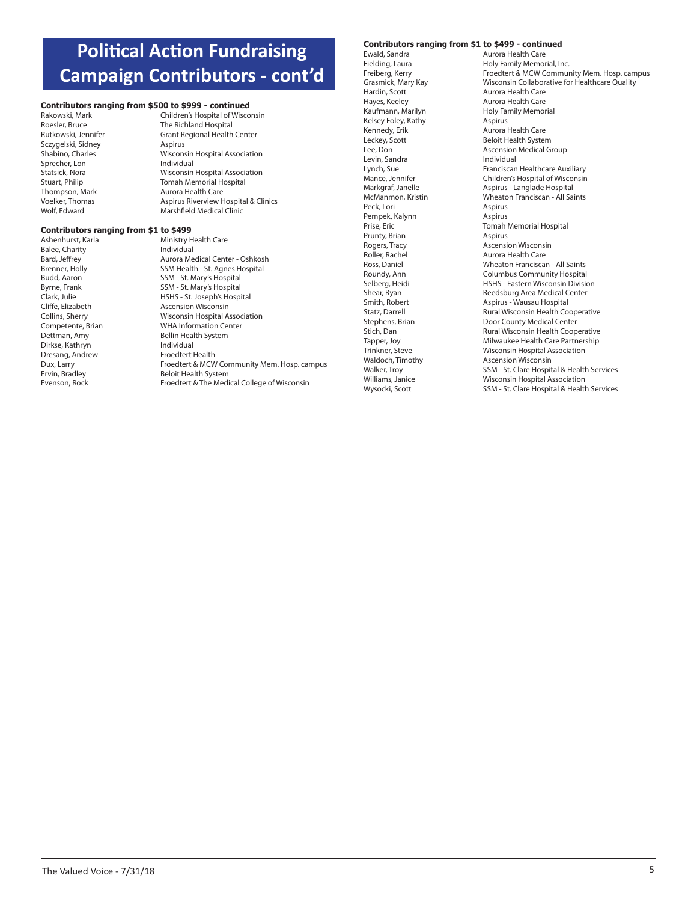# Political Action Fundraising Campaign Contributors - cont'd

**Contributors ranging from $500 to $999 - continued**

| | |
|---|---|
| Rakowski, Mark | Children's Hospital of Wisconsin |
| Roesler, Bruce | The Richland Hospital |
| Rutkowski, Jennifer | Grant Regional Health Center |
| Sczygelski, Sidney | Aspirus |
| Shabino, Charles | Wisconsin Hospital Association |
| Sprecher, Lon | Individual |
| Statsick, Nora | Wisconsin Hospital Association |
| Stuart, Philip | Tomah Memorial Hospital |
| Thompson, Mark | Aurora Health Care |
| Voelker, Thomas | Aspirus Riverview Hospital & Clinics |
| Wolf, Edward | Marshfield Medical Clinic |

**Contributors ranging from $1 to $499**

| | |
|---|---|
| Ashenhurst, Karla | Ministry Health Care |
| Balee, Charity | Individual |
| Bard, Jeffrey | Aurora Medical Center - Oshkosh |
| Brenner, Holly | SSM Health - St. Agnes Hospital |
| Budd, Aaron | SSM - St. Mary's Hospital |
| Byrne, Frank | SSM - St. Mary's Hospital |
| Clark, Julie | HSHS - St. Joseph's Hospital |
| Cliffe, Elizabeth | Ascension Wisconsin |
| Collins, Sherry | Wisconsin Hospital Association |
| Competente, Brian | WHA Information Center |
| Dettman, Amy | Bellin Health System |
| Dirkse, Kathryn | Individual |
| Dresang, Andrew | Froedtert Health |
| Dux, Larry | Froedtert & MCW Community Mem. Hosp. campus |
| Ervin, Bradley | Beloit Health System |
| Evenson, Rock | Froedtert & The Medical College of Wisconsin |

**Contributors ranging from $1 to $499 - continued**

| | |
|---|---|
| Ewald, Sandra | Aurora Health Care |
| Fielding, Laura | Holy Family Memorial, Inc. |
| Freiberg, Kerry | Froedtert & MCW Community Mem. Hosp. campus |
| Grasmick, Mary Kay | Wisconsin Collaborative for Healthcare Quality |
| Hardin, Scott | Aurora Health Care |
| Hayes, Keeley | Aurora Health Care |
| Kaufmann, Marilyn | Holy Family Memorial |
| Kelsey Foley, Kathy | Aspirus |
| Kennedy, Erik | Aurora Health Care |
| Leckey, Scott | Beloit Health System |
| Lee, Don | Ascension Medical Group |
| Levin, Sandra | Individual |
| Lynch, Sue | Franciscan Healthcare Auxiliary |
| Mance, Jennifer | Children's Hospital of Wisconsin |
| Markgraf, Janelle | Aspirus - Langlade Hospital |
| McManmon, Kristin | Wheaton Franciscan - All Saints |
| Peck, Lori | Aspirus |
| Pempek, Kalynn | Aspirus |
| Prise, Eric | Tomah Memorial Hospital |
| Prunty, Brian | Aspirus |
| Rogers, Tracy | Ascension Wisconsin |
| Roller, Rachel | Aurora Health Care |
| Ross, Daniel | Wheaton Franciscan - All Saints |
| Roundy, Ann | Columbus Community Hospital |
| Selberg, Heidi | HSHS - Eastern Wisconsin Division |
| Shear, Ryan | Reedsburg Area Medical Center |
| Smith, Robert | Aspirus - Wausau Hospital |
| Statz, Darrell | Rural Wisconsin Health Cooperative |
| Stephens, Brian | Door County Medical Center |
| Stich, Dan | Rural Wisconsin Health Cooperative |
| Tapper, Joy | Milwaukee Health Care Partnership |
| Trinkner, Steve | Wisconsin Hospital Association |
| Waldoch, Timothy | Ascension Wisconsin |
| Walker, Troy | SSM - St. Clare Hospital & Health Services |
| Williams, Janice | Wisconsin Hospital Association |
| Wysocki, Scott | SSM - St. Clare Hospital & Health Services |